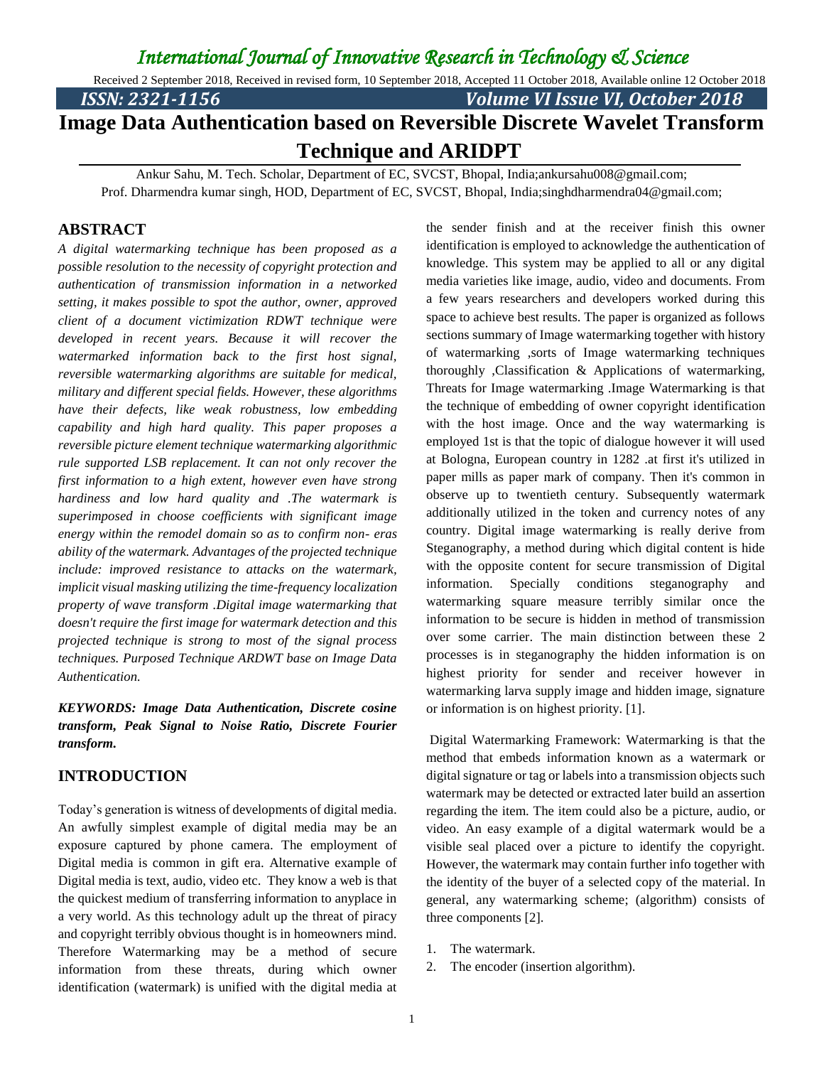# Image Data Authentication based on Reversible Discrete Wavelet Transform Technique and ARIDPT

Ankur Sahu, M. Tech. Scholar, Department of EC, SVCST, Bhopal, India;ankursahu008@gmail.com;
Prof. Dharmendra kumar singh, HOD, Department of EC, SVCST, Bhopal, India;singhdharmendra04@gmail.com;

Received 2 September 2018, Received in revised form, 10 September 2018, Accepted 11 October 2018, Available online 12 October 2018

## ABSTRACT

*A digital watermarking technique has been proposed as a possible resolution to the necessity of copyright protection and authentication of transmission information in a networked setting, it makes possible to spot the author, owner, approved client of a document victimization RDWT technique were developed in recent years. Because it will recover the watermarked information back to the first host signal, reversible watermarking algorithms are suitable for medical, military and different special fields. However, these algorithms have their defects, like weak robustness, low embedding capability and high hard quality. This paper proposes a reversible picture element technique watermarking algorithmic rule supported LSB replacement. It can not only recover the first information to a high extent, however even have strong hardiness and low hard quality and .The watermark is superimposed in choose coefficients with significant image energy within the remodel domain so as to confirm non- eras ability of the watermark. Advantages of the projected technique include: improved resistance to attacks on the watermark, implicit visual masking utilizing the time-frequency localization property of wave transform .Digital image watermarking that doesn't require the first image for watermark detection and this projected technique is strong to most of the signal process techniques. Purposed Technique ARDWT base on Image Data Authentication.*

***KEYWORDS: Image Data Authentication, Discrete cosine transform, Peak Signal to Noise Ratio, Discrete Fourier transform.***

## INTRODUCTION

Today's generation is witness of developments of digital media. An awfully simplest example of digital media may be an exposure captured by phone camera. The employment of Digital media is common in gift era. Alternative example of Digital media is text, audio, video etc. They know a web is that the quickest medium of transferring information to anyplace in a very world. As this technology adult up the threat of piracy and copyright terribly obvious thought is in homeowners mind. Therefore Watermarking may be a method of secure information from these threats, during which owner identification (watermark) is unified with the digital media at the sender finish and at the receiver finish this owner identification is employed to acknowledge the authentication of knowledge. This system may be applied to all or any digital media varieties like image, audio, video and documents. From a few years researchers and developers worked during this space to achieve best results. The paper is organized as follows sections summary of Image watermarking together with history of watermarking ,sorts of Image watermarking techniques thoroughly ,Classification & Applications of watermarking, Threats for Image watermarking .Image Watermarking is that the technique of embedding of owner copyright identification with the host image. Once and the way watermarking is employed 1st is that the topic of dialogue however it will used at Bologna, European country in 1282 .at first it's utilized in paper mills as paper mark of company. Then it's common in observe up to twentieth century. Subsequently watermark additionally utilized in the token and currency notes of any country. Digital image watermarking is really derive from Steganography, a method during which digital content is hide with the opposite content for secure transmission of Digital information. Specially conditions steganography and watermarking square measure terribly similar once the information to be secure is hidden in method of transmission over some carrier. The main distinction between these 2 processes is in steganography the hidden information is on highest priority for sender and receiver however in watermarking larva supply image and hidden image, signature or information is on highest priority. [1].

Digital Watermarking Framework: Watermarking is that the method that embeds information known as a watermark or digital signature or tag or labels into a transmission objects such watermark may be detected or extracted later build an assertion regarding the item. The item could also be a picture, audio, or video. An easy example of a digital watermark would be a visible seal placed over a picture to identify the copyright. However, the watermark may contain further info together with the identity of the buyer of a selected copy of the material. In general, any watermarking scheme; (algorithm) consists of three components [2].

1. The watermark.
2. The encoder (insertion algorithm).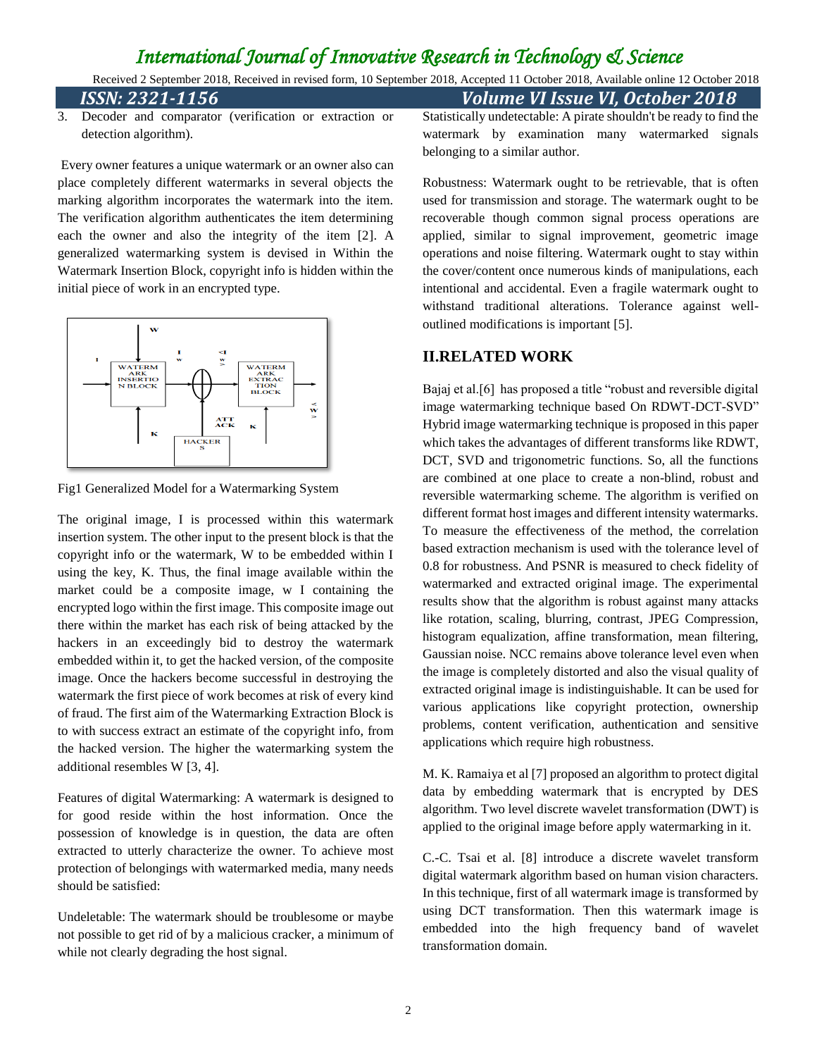3. Decoder and comparator (verification or extraction or detection algorithm).

Every owner features a unique watermark or an owner also can place completely different watermarks in several objects the marking algorithm incorporates the watermark into the item. The verification algorithm authenticates the item determining each the owner and also the integrity of the item [2]. A generalized watermarking system is devised in Within the Watermark Insertion Block, copyright info is hidden within the initial piece of work in an encrypted type.

Fig1 Generalized Model for a Watermarking System

The original image, I is processed within this watermark insertion system. The other input to the present block is that the copyright info or the watermark, W to be embedded within I using the key, K. Thus, the final image available within the market could be a composite image, w I containing the encrypted logo within the first image. This composite image out there within the market has each risk of being attacked by the hackers in an exceedingly bid to destroy the watermark embedded within it, to get the hacked version, of the composite image. Once the hackers become successful in destroying the watermark the first piece of work becomes at risk of every kind of fraud. The first aim of the Watermarking Extraction Block is to with success extract an estimate of the copyright info, from the hacked version. The higher the watermarking system the additional resembles W [3, 4].

Features of digital Watermarking: A watermark is designed to for good reside within the host information. Once the possession of knowledge is in question, the data are often extracted to utterly characterize the owner. To achieve most protection of belongings with watermarked media, many needs should be satisfied:

Undeletable: The watermark should be troublesome or maybe not possible to get rid of by a malicious cracker, a minimum of while not clearly degrading the host signal.

Statistically undetectable: A pirate shouldn't be ready to find the watermark by examination many watermarked signals belonging to a similar author.

Robustness: Watermark ought to be retrievable, that is often used for transmission and storage. The watermark ought to be recoverable though common signal process operations are applied, similar to signal improvement, geometric image operations and noise filtering. Watermark ought to stay within the cover/content once numerous kinds of manipulations, each intentional and accidental. Even a fragile watermark ought to withstand traditional alterations. Tolerance against well-outlined modifications is important [5].

## II.RELATED WORK

Bajaj et al.[6] has proposed a title "robust and reversible digital image watermarking technique based On RDWT-DCT-SVD" Hybrid image watermarking technique is proposed in this paper which takes the advantages of different transforms like RDWT, DCT, SVD and trigonometric functions. So, all the functions are combined at one place to create a non-blind, robust and reversible watermarking scheme. The algorithm is verified on different format host images and different intensity watermarks. To measure the effectiveness of the method, the correlation based extraction mechanism is used with the tolerance level of 0.8 for robustness. And PSNR is measured to check fidelity of watermarked and extracted original image. The experimental results show that the algorithm is robust against many attacks like rotation, scaling, blurring, contrast, JPEG Compression, histogram equalization, affine transformation, mean filtering, Gaussian noise. NCC remains above tolerance level even when the image is completely distorted and also the visual quality of extracted original image is indistinguishable. It can be used for various applications like copyright protection, ownership problems, content verification, authentication and sensitive applications which require high robustness.

M. K. Ramaiya et al [7] proposed an algorithm to protect digital data by embedding watermark that is encrypted by DES algorithm. Two level discrete wavelet transformation (DWT) is applied to the original image before apply watermarking in it.

C.-C. Tsai et al. [8] introduce a discrete wavelet transform digital watermark algorithm based on human vision characters. In this technique, first of all watermark image is transformed by using DCT transformation. Then this watermark image is embedded into the high frequency band of wavelet transformation domain.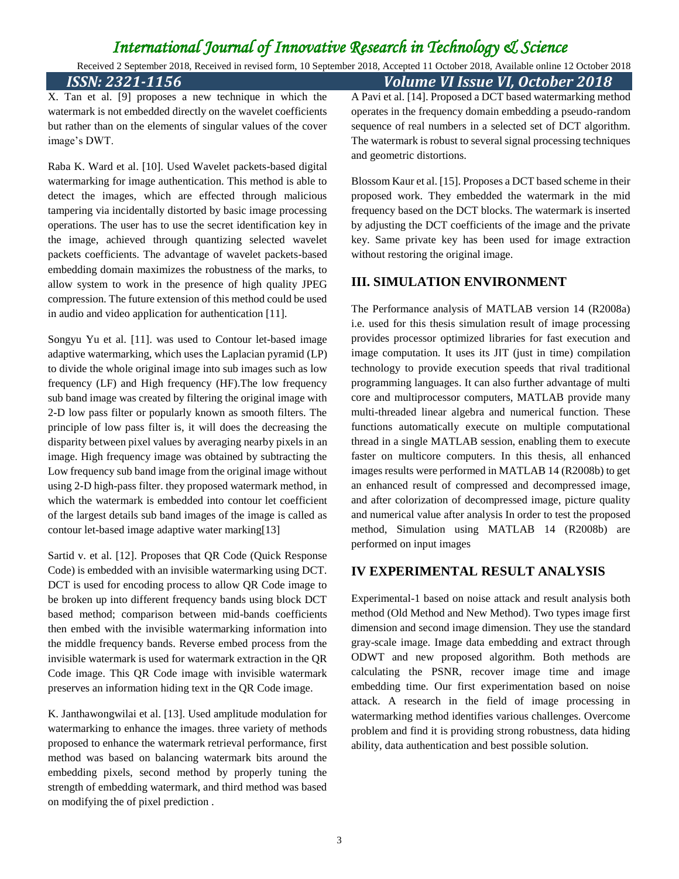X. Tan et al. [9] proposes a new technique in which the watermark is not embedded directly on the wavelet coefficients but rather than on the elements of singular values of the cover image's DWT.

Raba K. Ward et al. [10]. Used Wavelet packets-based digital watermarking for image authentication. This method is able to detect the images, which are effected through malicious tampering via incidentally distorted by basic image processing operations. The user has to use the secret identification key in the image, achieved through quantizing selected wavelet packets coefficients. The advantage of wavelet packets-based embedding domain maximizes the robustness of the marks, to allow system to work in the presence of high quality JPEG compression. The future extension of this method could be used in audio and video application for authentication [11].

Songyu Yu et al. [11]. was used to Contour let-based image adaptive watermarking, which uses the Laplacian pyramid (LP) to divide the whole original image into sub images such as low frequency (LF) and High frequency (HF).The low frequency sub band image was created by filtering the original image with 2-D low pass filter or popularly known as smooth filters. The principle of low pass filter is, it will does the decreasing the disparity between pixel values by averaging nearby pixels in an image. High frequency image was obtained by subtracting the Low frequency sub band image from the original image without using 2-D high-pass filter. they proposed watermark method, in which the watermark is embedded into contour let coefficient of the largest details sub band images of the image is called as contour let-based image adaptive water marking[13]

Sartid v. et al. [12]. Proposes that QR Code (Quick Response Code) is embedded with an invisible watermarking using DCT. DCT is used for encoding process to allow QR Code image to be broken up into different frequency bands using block DCT based method; comparison between mid-bands coefficients then embed with the invisible watermarking information into the middle frequency bands. Reverse embed process from the invisible watermark is used for watermark extraction in the QR Code image. This QR Code image with invisible watermark preserves an information hiding text in the QR Code image.

K. Janthawongwilai et al. [13]. Used amplitude modulation for watermarking to enhance the images. three variety of methods proposed to enhance the watermark retrieval performance, first method was based on balancing watermark bits around the embedding pixels, second method by properly tuning the strength of embedding watermark, and third method was based on modifying the of pixel prediction .

A Pavi et al. [14]. Proposed a DCT based watermarking method operates in the frequency domain embedding a pseudo-random sequence of real numbers in a selected set of DCT algorithm. The watermark is robust to several signal processing techniques and geometric distortions.

Blossom Kaur et al. [15]. Proposes a DCT based scheme in their proposed work. They embedded the watermark in the mid frequency based on the DCT blocks. The watermark is inserted by adjusting the DCT coefficients of the image and the private key. Same private key has been used for image extraction without restoring the original image.

## III. SIMULATION ENVIRONMENT

The Performance analysis of MATLAB version 14 (R2008a) i.e. used for this thesis simulation result of image processing provides processor optimized libraries for fast execution and image computation. It uses its JIT (just in time) compilation technology to provide execution speeds that rival traditional programming languages. It can also further advantage of multi core and multiprocessor computers, MATLAB provide many multi-threaded linear algebra and numerical function. These functions automatically execute on multiple computational thread in a single MATLAB session, enabling them to execute faster on multicore computers. In this thesis, all enhanced images results were performed in MATLAB 14 (R2008b) to get an enhanced result of compressed and decompressed image, and after colorization of decompressed image, picture quality and numerical value after analysis In order to test the proposed method, Simulation using MATLAB 14 (R2008b) are performed on input images

## IV EXPERIMENTAL RESULT ANALYSIS

Experimental-1 based on noise attack and result analysis both method (Old Method and New Method). Two types image first dimension and second image dimension. They use the standard gray-scale image. Image data embedding and extract through ODWT and new proposed algorithm. Both methods are calculating the PSNR, recover image time and image embedding time. Our first experimentation based on noise attack. A research in the field of image processing in watermarking method identifies various challenges. Overcome problem and find it is providing strong robustness, data hiding ability, data authentication and best possible solution.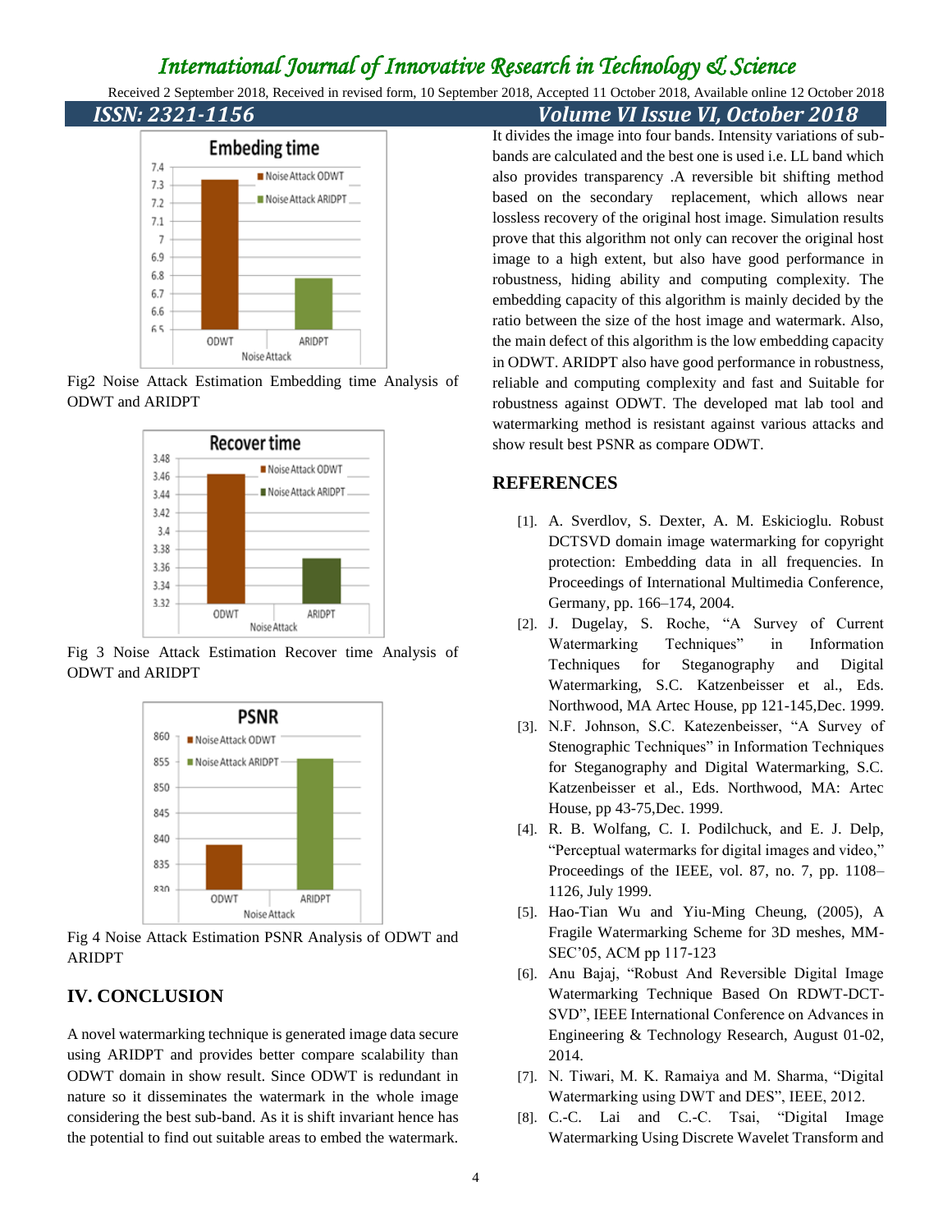Fig2 Noise Attack Estimation Embedding time Analysis of ODWT and ARIDPT

Fig 3 Noise Attack Estimation Recover time Analysis of ODWT and ARIDPT

Fig 4 Noise Attack Estimation PSNR Analysis of ODWT and ARIDPT

## IV. CONCLUSION

A novel watermarking technique is generated image data secure using ARIDPT and provides better compare scalability than ODWT domain in show result. Since ODWT is redundant in nature so it disseminates the watermark in the whole image considering the best sub-band. As it is shift invariant hence has the potential to find out suitable areas to embed the watermark. It divides the image into four bands. Intensity variations of sub-bands are calculated and the best one is used i.e. LL band which also provides transparency .A reversible bit shifting method based on the secondary replacement, which allows near lossless recovery of the original host image. Simulation results prove that this algorithm not only can recover the original host image to a high extent, but also have good performance in robustness, hiding ability and computing complexity. The embedding capacity of this algorithm is mainly decided by the ratio between the size of the host image and watermark. Also, the main defect of this algorithm is the low embedding capacity in ODWT. ARIDPT also have good performance in robustness, reliable and computing complexity and fast and Suitable for robustness against ODWT. The developed mat lab tool and watermarking method is resistant against various attacks and show result best PSNR as compare ODWT.

## REFERENCES

[1]. A. Sverdlov, S. Dexter, A. M. Eskicioglu. Robust DCTSVD domain image watermarking for copyright protection: Embedding data in all frequencies. In Proceedings of International Multimedia Conference, Germany, pp. 166–174, 2004.

[2]. J. Dugelay, S. Roche, "A Survey of Current Watermarking Techniques" in Information Techniques for Steganography and Digital Watermarking, S.C. Katzenbeisser et al., Eds. Northwood, MA Artec House, pp 121-145,Dec. 1999.

[3]. N.F. Johnson, S.C. Katezenbeisser, "A Survey of Stenographic Techniques" in Information Techniques for Steganography and Digital Watermarking, S.C. Katzenbeisser et al., Eds. Northwood, MA: Artec House, pp 43-75,Dec. 1999.

[4]. R. B. Wolfang, C. I. Podilchuck, and E. J. Delp, "Perceptual watermarks for digital images and video," Proceedings of the IEEE, vol. 87, no. 7, pp. 1108–1126, July 1999.

[5]. Hao-Tian Wu and Yiu-Ming Cheung, (2005), A Fragile Watermarking Scheme for 3D meshes, MM-SEC'05, ACM pp 117-123

[6]. Anu Bajaj, "Robust And Reversible Digital Image Watermarking Technique Based On RDWT-DCT-SVD", IEEE International Conference on Advances in Engineering & Technology Research, August 01-02, 2014.

[7]. N. Tiwari, M. K. Ramaiya and M. Sharma, "Digital Watermarking using DWT and DES", IEEE, 2012.

[8]. C.-C. Lai and C.-C. Tsai, "Digital Image Watermarking Using Discrete Wavelet Transform and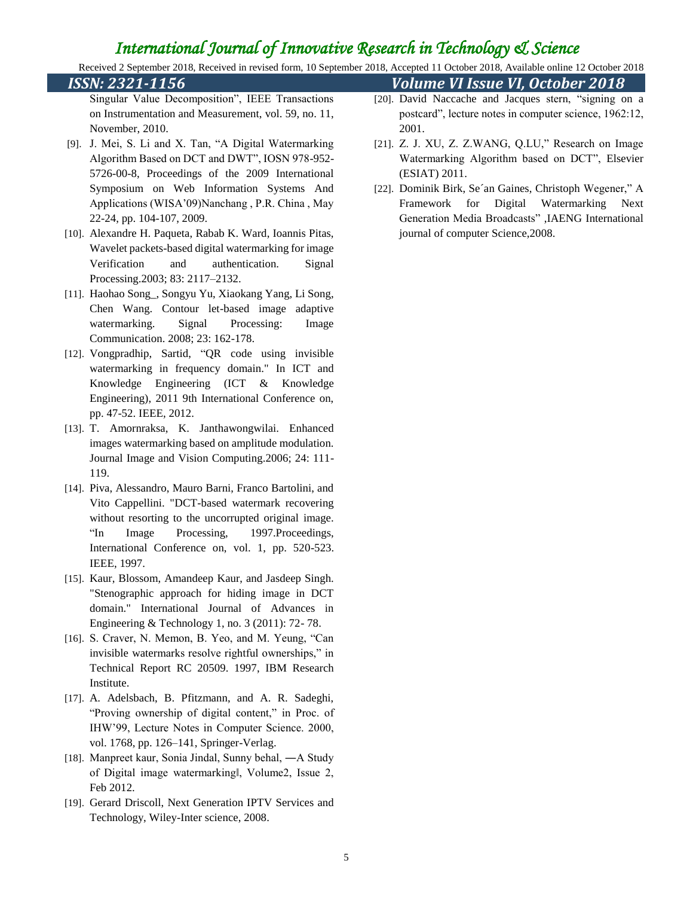Singular Value Decomposition", IEEE Transactions on Instrumentation and Measurement, vol. 59, no. 11, November, 2010.

[9]. J. Mei, S. Li and X. Tan, "A Digital Watermarking Algorithm Based on DCT and DWT", IOSN 978-952-5726-00-8, Proceedings of the 2009 International Symposium on Web Information Systems And Applications (WISA'09)Nanchang , P.R. China , May 22-24, pp. 104-107, 2009.

[10]. Alexandre H. Paqueta, Rabab K. Ward, Ioannis Pitas, Wavelet packets-based digital watermarking for image Verification and authentication. Signal Processing.2003; 83: 2117–2132.

[11]. Haohao Song_, Songyu Yu, Xiaokang Yang, Li Song, Chen Wang. Contour let-based image adaptive watermarking. Signal Processing: Image Communication. 2008; 23: 162-178.

[12]. Vongpradhip, Sartid, "QR code using invisible watermarking in frequency domain." In ICT and Knowledge Engineering (ICT & Knowledge Engineering), 2011 9th International Conference on, pp. 47-52. IEEE, 2012.

[13]. T. Amornraksa, K. Janthawongwilai. Enhanced images watermarking based on amplitude modulation. Journal Image and Vision Computing.2006; 24: 111-119.

[14]. Piva, Alessandro, Mauro Barni, Franco Bartolini, and Vito Cappellini. "DCT-based watermark recovering without resorting to the uncorrupted original image. "In Image Processing, 1997.Proceedings, International Conference on, vol. 1, pp. 520-523. IEEE, 1997.

[15]. Kaur, Blossom, Amandeep Kaur, and Jasdeep Singh. "Stenographic approach for hiding image in DCT domain." International Journal of Advances in Engineering & Technology 1, no. 3 (2011): 72- 78.

[16]. S. Craver, N. Memon, B. Yeo, and M. Yeung, "Can invisible watermarks resolve rightful ownerships," in Technical Report RC 20509. 1997, IBM Research Institute.

[17]. A. Adelsbach, B. Pfitzmann, and A. R. Sadeghi, "Proving ownership of digital content," in Proc. of IHW'99, Lecture Notes in Computer Science. 2000, vol. 1768, pp. 126–141, Springer-Verlag.

[18]. Manpreet kaur, Sonia Jindal, Sunny behal, ―A Study of Digital image watermarking‖, Volume2, Issue 2, Feb 2012.

[19]. Gerard Driscoll, Next Generation IPTV Services and Technology, Wiley-Inter science, 2008.

[20]. David Naccache and Jacques stern, "signing on a postcard", lecture notes in computer science, 1962:12, 2001.

[21]. Z. J. XU, Z. Z.WANG, Q.LU," Research on Image Watermarking Algorithm based on DCT", Elsevier (ESIAT) 2011.

[22]. Dominik Birk, Se´an Gaines, Christoph Wegener," A Framework for Digital Watermarking Next Generation Media Broadcasts" ,IAENG International journal of computer Science,2008.